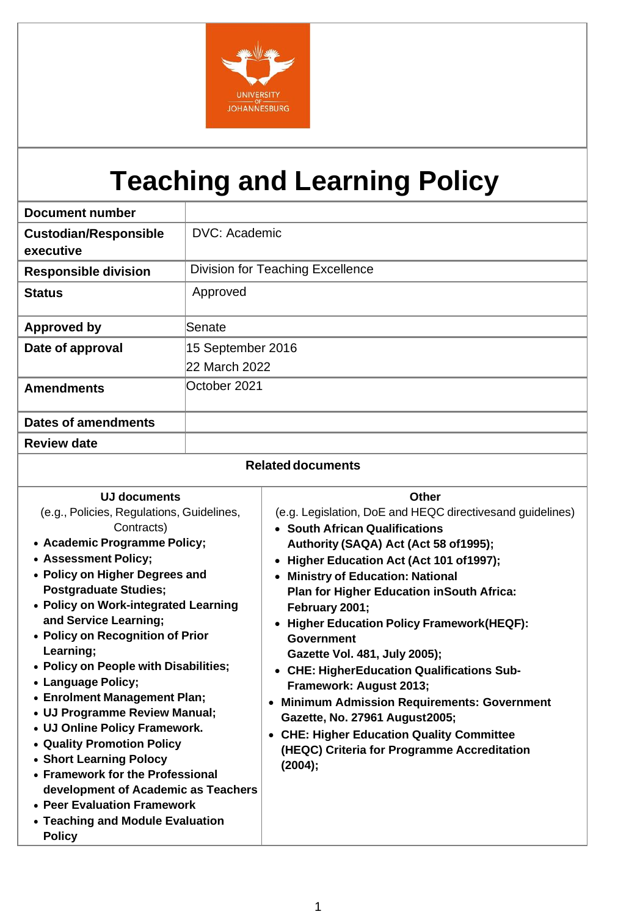# Teaching and Learning Policy

| Document number | |
|---|---|
| Custodian/Responsible executive | DVC: Academic |
| Responsible division | Division for Teaching Excellence |
| Status | Approved |
| Approved by | Senate |
| Date of approval | 15 September 2016<br>22 March 2022 |
| Amendments | October 2021 |
| Dates of amendments | |
| Review date | |

**Related documents**

| UJ documents<br>(e.g., Policies, Regulations, Guidelines, Contracts) | Other<br>(e.g. Legislation, DoE and HEQC directivesand guidelines) |
|---|---|
| • **Academic Programme Policy;**<br>• **Assessment Policy;**<br>• **Policy on Higher Degrees and Postgraduate Studies;**<br>• **Policy on Work-integrated Learning and Service Learning;**<br>• **Policy on Recognition of Prior Learning;**<br>• **Policy on People with Disabilities;**<br>• **Language Policy;**<br>• **Enrolment Management Plan;**<br>• **UJ Programme Review Manual;**<br>• **UJ Online Policy Framework.**<br>• **Quality Promotion Policy**<br>• **Short Learning Polocy**<br>• **Framework for the Professional development of Academic as Teachers**<br>• **Peer Evaluation Framework**<br>• **Teaching and Module Evaluation Policy** | • **South African Qualifications Authority (SAQA) Act (Act 58 of1995);**<br>• **Higher Education Act (Act 101 of1997);**<br>• **Ministry of Education: National Plan for Higher Education inSouth Africa: February 2001;**<br>• **Higher Education Policy Framework(HEQF): Government Gazette Vol. 481, July 2005);**<br>• **CHE: HigherEducation Qualifications Sub-Framework: August 2013;**<br>• **Minimum Admission Requirements: Government Gazette, No. 27961 August2005;**<br>• **CHE: Higher Education Quality Committee (HEQC) Criteria for Programme Accreditation (2004);** |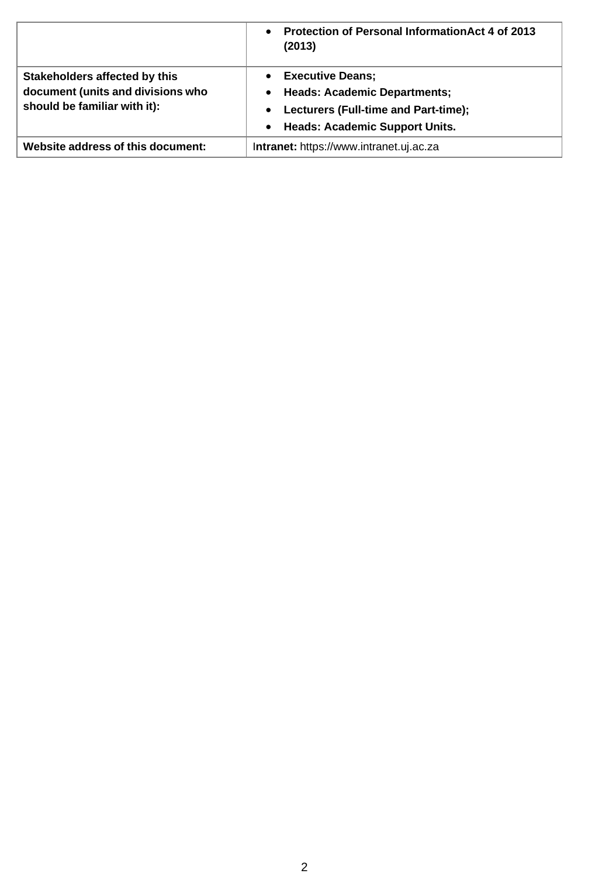| | |
|---|---|
| | • **Protection of Personal InformationAct 4 of 2013 (2013)** |
| **Stakeholders affected by this document (units and divisions who should be familiar with it):** | • **Executive Deans;**<br>• **Heads: Academic Departments;**<br>• **Lecturers (Full-time and Part-time);**<br>• **Heads: Academic Support Units.** |
| **Website address of this document:** | I**ntranet:** https://www.intranet.uj.ac.za |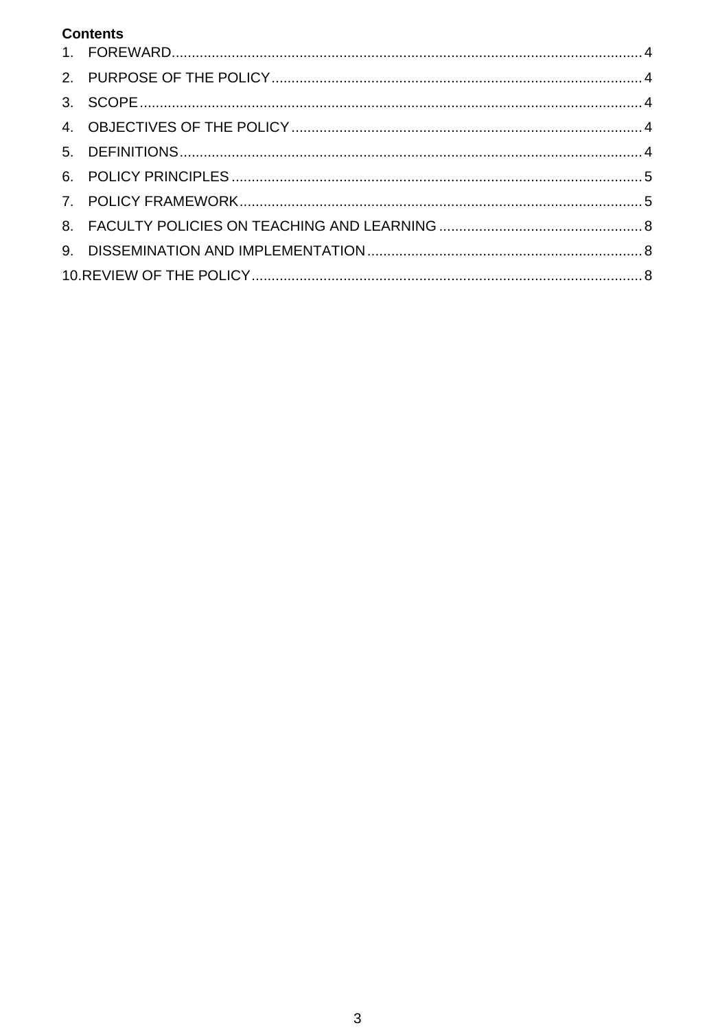**Contents**

1. FOREWARD.....4
2. PURPOSE OF THE POLICY.....4
3. SCOPE.....4
4. OBJECTIVES OF THE POLICY.....4
5. DEFINITIONS.....4
6. POLICY PRINCIPLES.....5
7. POLICY FRAMEWORK.....5
8. FACULTY POLICIES ON TEACHING AND LEARNING.....8
9. DISSEMINATION AND IMPLEMENTATION.....8
10. REVIEW OF THE POLICY.....8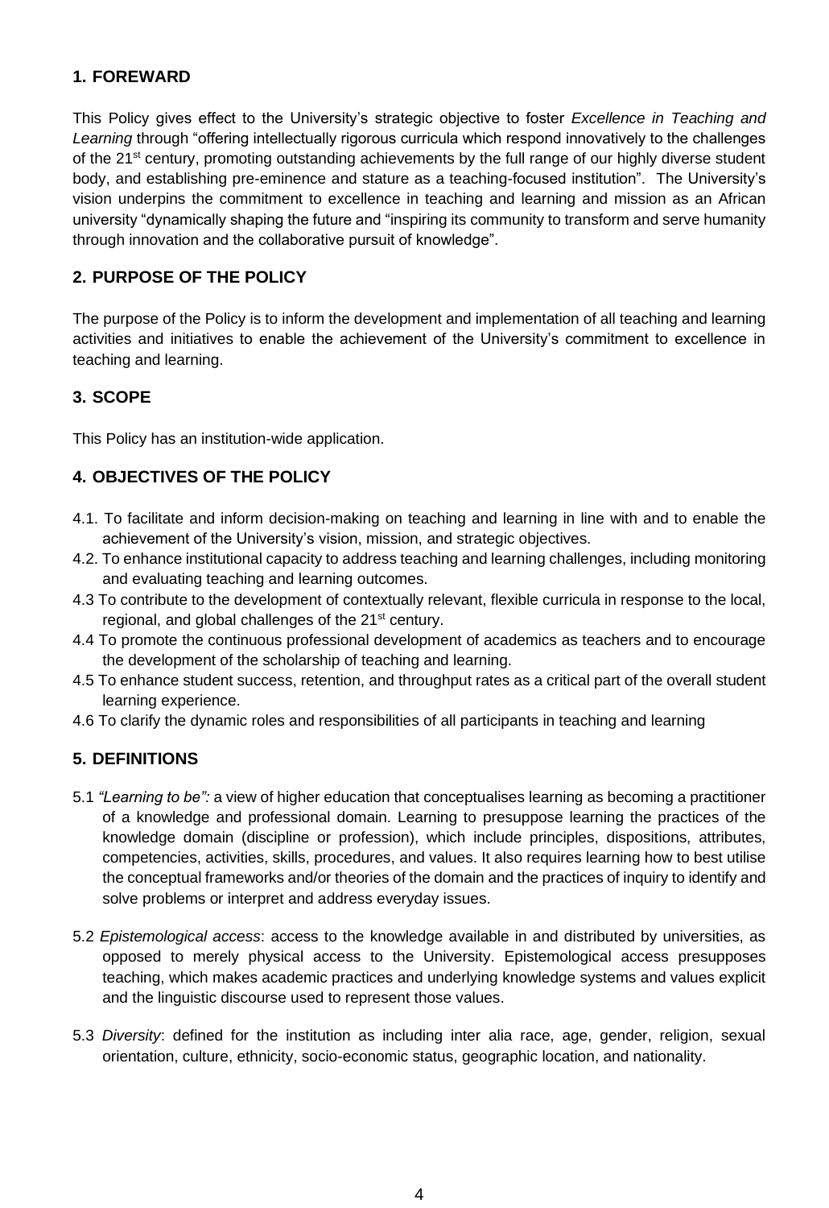## 1. FOREWARD

This Policy gives effect to the University's strategic objective to foster *Excellence in Teaching and Learning* through "offering intellectually rigorous curricula which respond innovatively to the challenges of the 21st century, promoting outstanding achievements by the full range of our highly diverse student body, and establishing pre-eminence and stature as a teaching-focused institution". The University's vision underpins the commitment to excellence in teaching and learning and mission as an African university "dynamically shaping the future and "inspiring its community to transform and serve humanity through innovation and the collaborative pursuit of knowledge".

## 2. PURPOSE OF THE POLICY

The purpose of the Policy is to inform the development and implementation of all teaching and learning activities and initiatives to enable the achievement of the University's commitment to excellence in teaching and learning.

## 3. SCOPE

This Policy has an institution-wide application.

## 4. OBJECTIVES OF THE POLICY

4.1. To facilitate and inform decision-making on teaching and learning in line with and to enable the achievement of the University's vision, mission, and strategic objectives.

4.2. To enhance institutional capacity to address teaching and learning challenges, including monitoring and evaluating teaching and learning outcomes.

4.3 To contribute to the development of contextually relevant, flexible curricula in response to the local, regional, and global challenges of the 21st century.

4.4 To promote the continuous professional development of academics as teachers and to encourage the development of the scholarship of teaching and learning.

4.5 To enhance student success, retention, and throughput rates as a critical part of the overall student learning experience.

4.6 To clarify the dynamic roles and responsibilities of all participants in teaching and learning

## 5. DEFINITIONS

5.1 *"Learning to be":* a view of higher education that conceptualises learning as becoming a practitioner of a knowledge and professional domain. Learning to presuppose learning the practices of the knowledge domain (discipline or profession), which include principles, dispositions, attributes, competencies, activities, skills, procedures, and values. It also requires learning how to best utilise the conceptual frameworks and/or theories of the domain and the practices of inquiry to identify and solve problems or interpret and address everyday issues.

5.2 *Epistemological access*: access to the knowledge available in and distributed by universities, as opposed to merely physical access to the University. Epistemological access presupposes teaching, which makes academic practices and underlying knowledge systems and values explicit and the linguistic discourse used to represent those values.

5.3 *Diversity*: defined for the institution as including inter alia race, age, gender, religion, sexual orientation, culture, ethnicity, socio-economic status, geographic location, and nationality.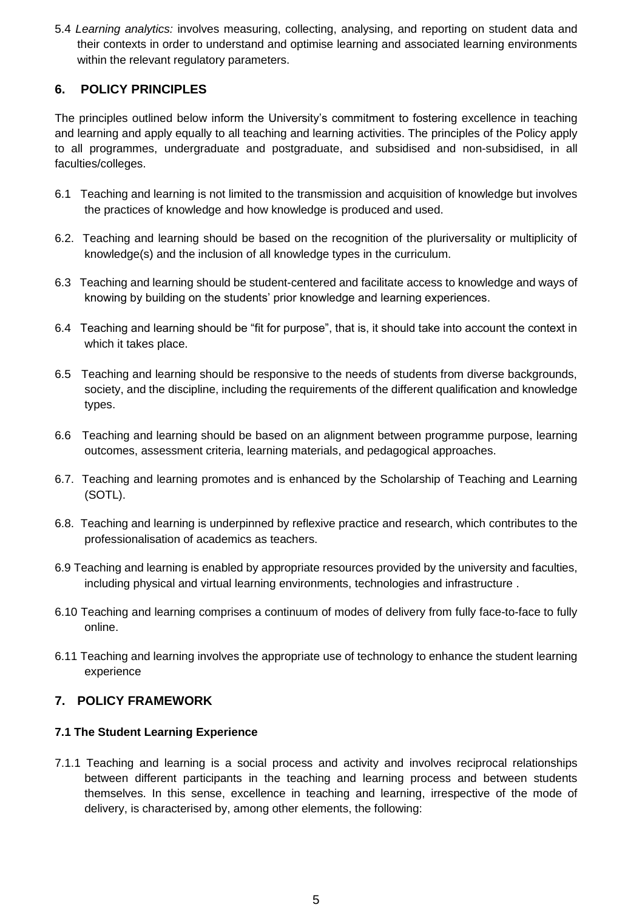5.4 *Learning analytics:* involves measuring, collecting, analysing, and reporting on student data and their contexts in order to understand and optimise learning and associated learning environments within the relevant regulatory parameters.

## 6. POLICY PRINCIPLES

The principles outlined below inform the University's commitment to fostering excellence in teaching and learning and apply equally to all teaching and learning activities. The principles of the Policy apply to all programmes, undergraduate and postgraduate, and subsidised and non-subsidised, in all faculties/colleges.

6.1 Teaching and learning is not limited to the transmission and acquisition of knowledge but involves the practices of knowledge and how knowledge is produced and used.

6.2. Teaching and learning should be based on the recognition of the pluriversality or multiplicity of knowledge(s) and the inclusion of all knowledge types in the curriculum.

6.3 Teaching and learning should be student-centered and facilitate access to knowledge and ways of knowing by building on the students' prior knowledge and learning experiences.

6.4 Teaching and learning should be "fit for purpose", that is, it should take into account the context in which it takes place.

6.5 Teaching and learning should be responsive to the needs of students from diverse backgrounds, society, and the discipline, including the requirements of the different qualification and knowledge types.

6.6 Teaching and learning should be based on an alignment between programme purpose, learning outcomes, assessment criteria, learning materials, and pedagogical approaches.

6.7. Teaching and learning promotes and is enhanced by the Scholarship of Teaching and Learning (SOTL).

6.8. Teaching and learning is underpinned by reflexive practice and research, which contributes to the professionalisation of academics as teachers.

6.9 Teaching and learning is enabled by appropriate resources provided by the university and faculties, including physical and virtual learning environments, technologies and infrastructure .

6.10 Teaching and learning comprises a continuum of modes of delivery from fully face-to-face to fully online.

6.11 Teaching and learning involves the appropriate use of technology to enhance the student learning experience

## 7. POLICY FRAMEWORK

### 7.1 The Student Learning Experience

7.1.1 Teaching and learning is a social process and activity and involves reciprocal relationships between different participants in the teaching and learning process and between students themselves. In this sense, excellence in teaching and learning, irrespective of the mode of delivery, is characterised by, among other elements, the following: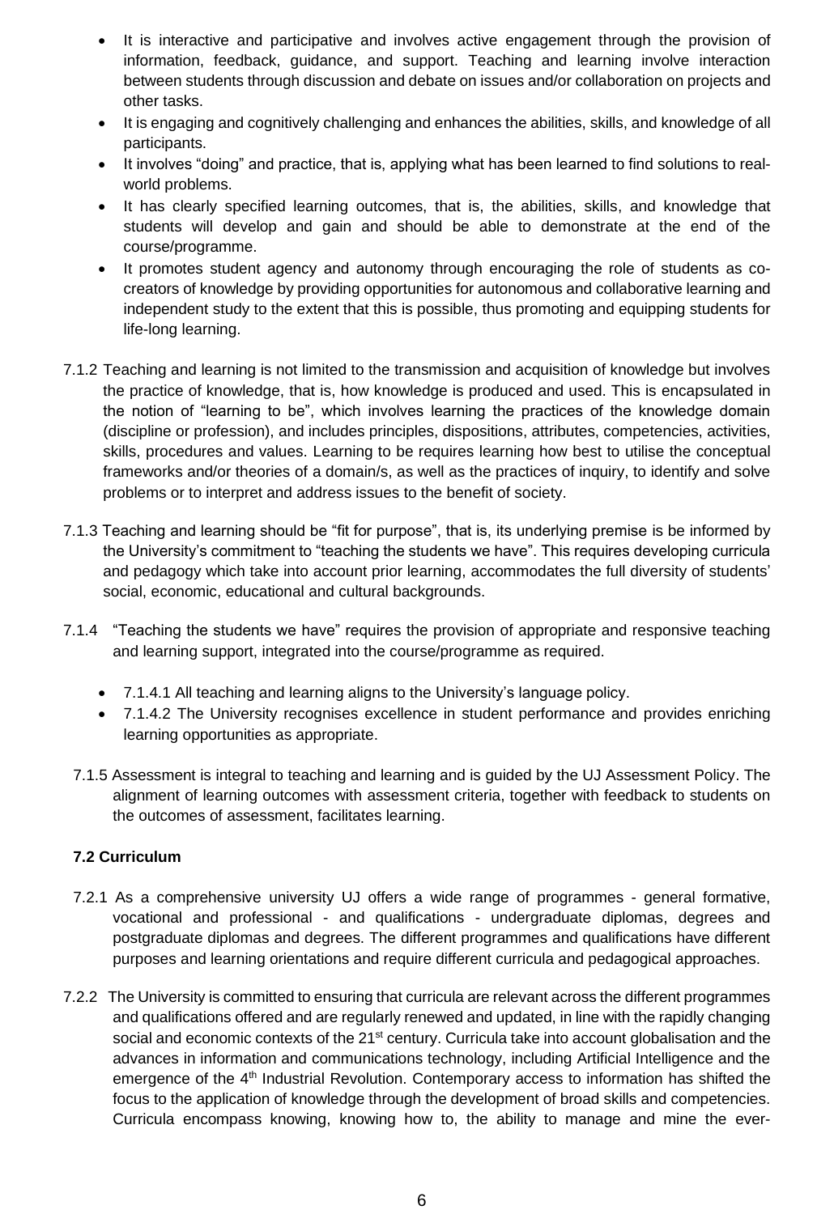- It is interactive and participative and involves active engagement through the provision of information, feedback, guidance, and support. Teaching and learning involve interaction between students through discussion and debate on issues and/or collaboration on projects and other tasks.
- It is engaging and cognitively challenging and enhances the abilities, skills, and knowledge of all participants.
- It involves "doing" and practice, that is, applying what has been learned to find solutions to real-world problems.
- It has clearly specified learning outcomes, that is, the abilities, skills, and knowledge that students will develop and gain and should be able to demonstrate at the end of the course/programme.
- It promotes student agency and autonomy through encouraging the role of students as co-creators of knowledge by providing opportunities for autonomous and collaborative learning and independent study to the extent that this is possible, thus promoting and equipping students for life-long learning.

7.1.2 Teaching and learning is not limited to the transmission and acquisition of knowledge but involves the practice of knowledge, that is, how knowledge is produced and used. This is encapsulated in the notion of "learning to be", which involves learning the practices of the knowledge domain (discipline or profession), and includes principles, dispositions, attributes, competencies, activities, skills, procedures and values. Learning to be requires learning how best to utilise the conceptual frameworks and/or theories of a domain/s, as well as the practices of inquiry, to identify and solve problems or to interpret and address issues to the benefit of society.

7.1.3 Teaching and learning should be "fit for purpose", that is, its underlying premise is be informed by the University's commitment to "teaching the students we have". This requires developing curricula and pedagogy which take into account prior learning, accommodates the full diversity of students' social, economic, educational and cultural backgrounds.

7.1.4 "Teaching the students we have" requires the provision of appropriate and responsive teaching and learning support, integrated into the course/programme as required.

- 7.1.4.1 All teaching and learning aligns to the University's language policy.
- 7.1.4.2 The University recognises excellence in student performance and provides enriching learning opportunities as appropriate.

7.1.5 Assessment is integral to teaching and learning and is guided by the UJ Assessment Policy. The alignment of learning outcomes with assessment criteria, together with feedback to students on the outcomes of assessment, facilitates learning.

**7.2 Curriculum**

7.2.1 As a comprehensive university UJ offers a wide range of programmes - general formative, vocational and professional - and qualifications - undergraduate diplomas, degrees and postgraduate diplomas and degrees. The different programmes and qualifications have different purposes and learning orientations and require different curricula and pedagogical approaches.

7.2.2 The University is committed to ensuring that curricula are relevant across the different programmes and qualifications offered and are regularly renewed and updated, in line with the rapidly changing social and economic contexts of the 21st century. Curricula take into account globalisation and the advances in information and communications technology, including Artificial Intelligence and the emergence of the 4th Industrial Revolution. Contemporary access to information has shifted the focus to the application of knowledge through the development of broad skills and competencies. Curricula encompass knowing, knowing how to, the ability to manage and mine the ever-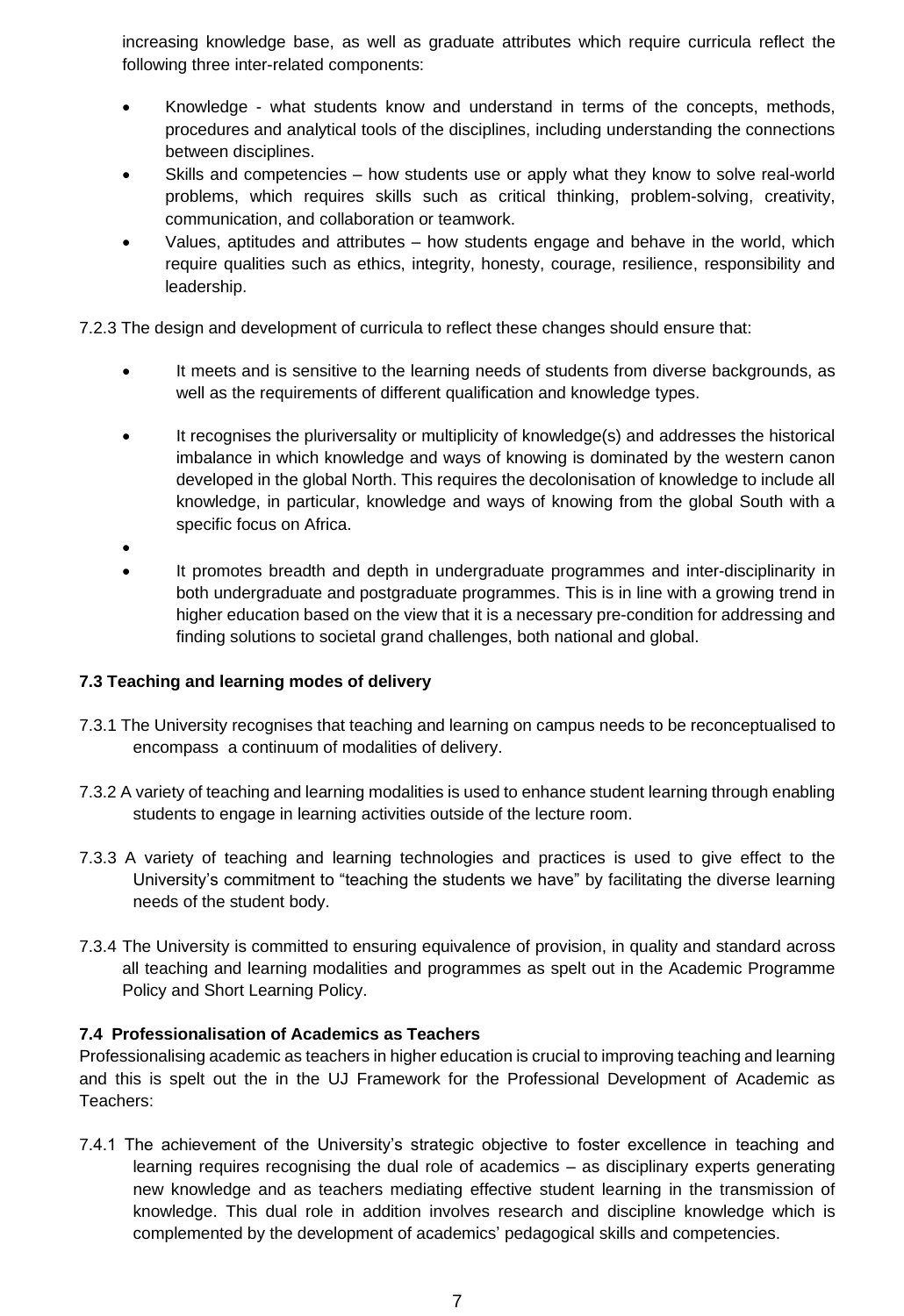increasing knowledge base, as well as graduate attributes which require curricula reflect the following three inter-related components:

- Knowledge - what students know and understand in terms of the concepts, methods, procedures and analytical tools of the disciplines, including understanding the connections between disciplines.
- Skills and competencies – how students use or apply what they know to solve real-world problems, which requires skills such as critical thinking, problem-solving, creativity, communication, and collaboration or teamwork.
- Values, aptitudes and attributes – how students engage and behave in the world, which require qualities such as ethics, integrity, honesty, courage, resilience, responsibility and leadership.

7.2.3 The design and development of curricula to reflect these changes should ensure that:

- It meets and is sensitive to the learning needs of students from diverse backgrounds, as well as the requirements of different qualification and knowledge types.
- It recognises the pluriversality or multiplicity of knowledge(s) and addresses the historical imbalance in which knowledge and ways of knowing is dominated by the western canon developed in the global North. This requires the decolonisation of knowledge to include all knowledge, in particular, knowledge and ways of knowing from the global South with a specific focus on Africa.
- 
- It promotes breadth and depth in undergraduate programmes and inter-disciplinarity in both undergraduate and postgraduate programmes. This is in line with a growing trend in higher education based on the view that it is a necessary pre-condition for addressing and finding solutions to societal grand challenges, both national and global.

**7.3 Teaching and learning modes of delivery**

7.3.1 The University recognises that teaching and learning on campus needs to be reconceptualised to encompass a continuum of modalities of delivery.

7.3.2 A variety of teaching and learning modalities is used to enhance student learning through enabling students to engage in learning activities outside of the lecture room.

7.3.3 A variety of teaching and learning technologies and practices is used to give effect to the University's commitment to "teaching the students we have" by facilitating the diverse learning needs of the student body.

7.3.4 The University is committed to ensuring equivalence of provision, in quality and standard across all teaching and learning modalities and programmes as spelt out in the Academic Programme Policy and Short Learning Policy.

**7.4 Professionalisation of Academics as Teachers**

Professionalising academic as teachers in higher education is crucial to improving teaching and learning and this is spelt out the in the UJ Framework for the Professional Development of Academic as Teachers:

7.4.1 The achievement of the University's strategic objective to foster excellence in teaching and learning requires recognising the dual role of academics – as disciplinary experts generating new knowledge and as teachers mediating effective student learning in the transmission of knowledge. This dual role in addition involves research and discipline knowledge which is complemented by the development of academics' pedagogical skills and competencies.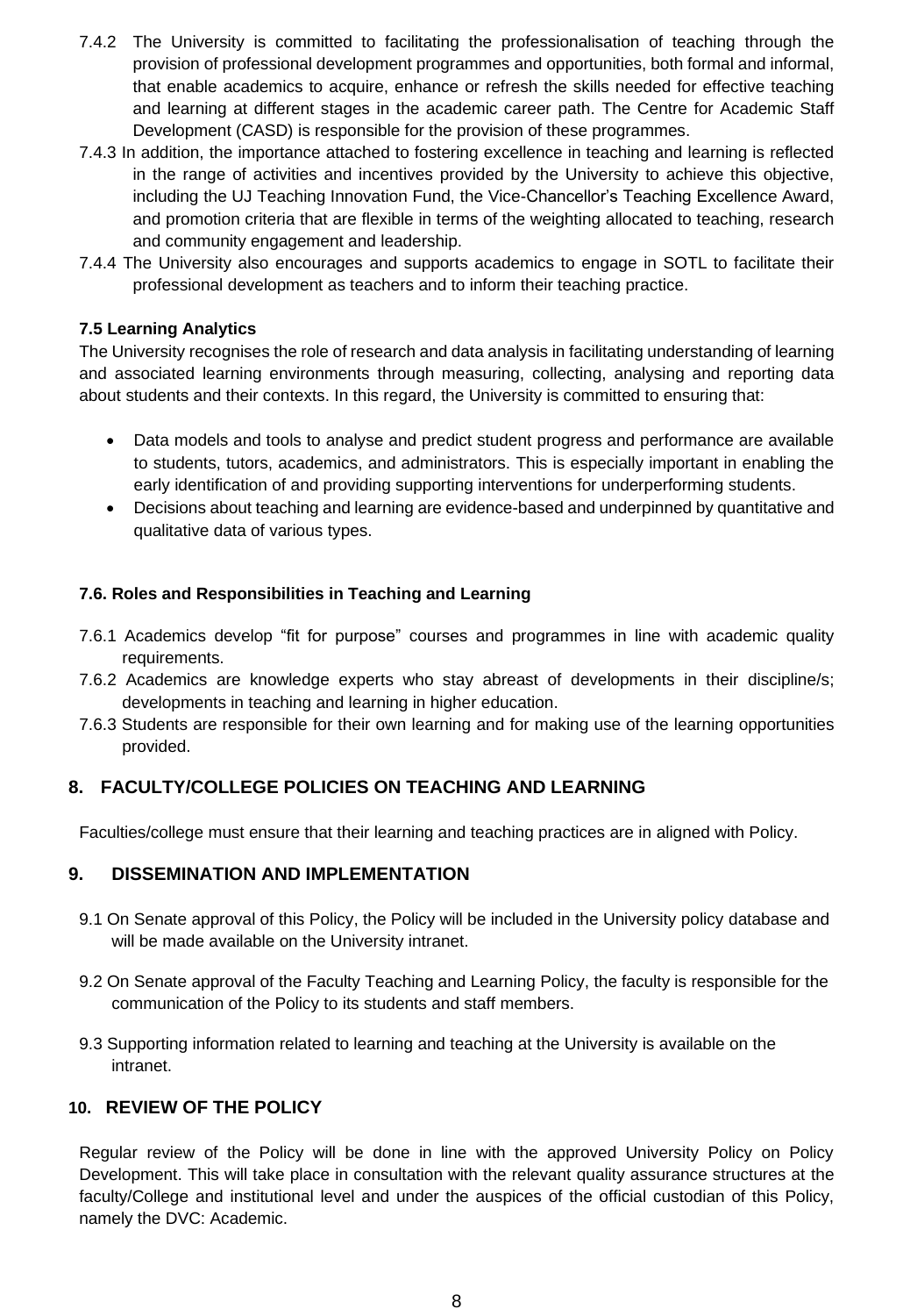7.4.2 The University is committed to facilitating the professionalisation of teaching through the provision of professional development programmes and opportunities, both formal and informal, that enable academics to acquire, enhance or refresh the skills needed for effective teaching and learning at different stages in the academic career path. The Centre for Academic Staff Development (CASD) is responsible for the provision of these programmes.

7.4.3 In addition, the importance attached to fostering excellence in teaching and learning is reflected in the range of activities and incentives provided by the University to achieve this objective, including the UJ Teaching Innovation Fund, the Vice-Chancellor's Teaching Excellence Award, and promotion criteria that are flexible in terms of the weighting allocated to teaching, research and community engagement and leadership.

7.4.4 The University also encourages and supports academics to engage in SOTL to facilitate their professional development as teachers and to inform their teaching practice.

**7.5 Learning Analytics**

The University recognises the role of research and data analysis in facilitating understanding of learning and associated learning environments through measuring, collecting, analysing and reporting data about students and their contexts. In this regard, the University is committed to ensuring that:

- Data models and tools to analyse and predict student progress and performance are available to students, tutors, academics, and administrators. This is especially important in enabling the early identification of and providing supporting interventions for underperforming students.
- Decisions about teaching and learning are evidence-based and underpinned by quantitative and qualitative data of various types.

**7.6. Roles and Responsibilities in Teaching and Learning**

7.6.1 Academics develop "fit for purpose" courses and programmes in line with academic quality requirements.

7.6.2 Academics are knowledge experts who stay abreast of developments in their discipline/s; developments in teaching and learning in higher education.

7.6.3 Students are responsible for their own learning and for making use of the learning opportunities provided.

## 8. FACULTY/COLLEGE POLICIES ON TEACHING AND LEARNING

Faculties/college must ensure that their learning and teaching practices are in aligned with Policy.

## 9. DISSEMINATION AND IMPLEMENTATION

9.1 On Senate approval of this Policy, the Policy will be included in the University policy database and will be made available on the University intranet.

9.2 On Senate approval of the Faculty Teaching and Learning Policy, the faculty is responsible for the communication of the Policy to its students and staff members.

9.3 Supporting information related to learning and teaching at the University is available on the intranet.

## 10. REVIEW OF THE POLICY

Regular review of the Policy will be done in line with the approved University Policy on Policy Development. This will take place in consultation with the relevant quality assurance structures at the faculty/College and institutional level and under the auspices of the official custodian of this Policy, namely the DVC: Academic.